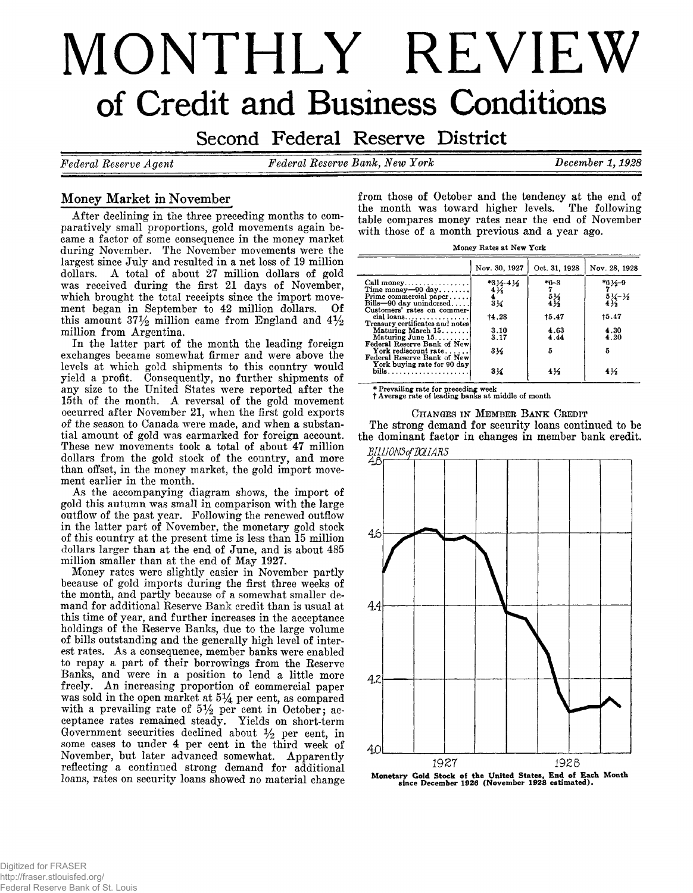# MONTHLY REVIEW

## of Credit and Business Conditions

### Second Federal Reserve District

*Federal Reserve Agent* *Federal Reserve Bank, New York* *December 1, 1928*

## Money Market in November

After declining in the three preceding months to comparatively small proportions, gold movements again became a factor of some consequence in the money market during November. The November movements were the largest since July and resulted in a net loss of 19 million dollars. A total of about 27 million dollars of gold was received during the first 21 days of November, which brought the total receipts since the import movement began in September to 42 million dollars. Of this amount 37½ million came from England and 4½ million from Argentina.

In the latter part of the month the leading foreign exchanges became somewhat firmer and were above the levels at which gold shipments to this country would yield a profit. Consequently, no further shipments of any size to the United States were reported after the 15th of the month. A reversal of the gold movement occurred after November 21, when the first gold exports of the season to Canada were made, and when a substantial amount of gold was earmarked for foreign account. These new movements took a total of about 47 million dollars from the gold stock of the country, and more than offset, in the money market, the gold import movement earlier in the month.

As the accompanying diagram shows, the import of gold this autumn was small in comparison with the large outflow of the past year. Following the renewed outflow in the latter part of November, the monetary gold stock of this country at the present time is less than 15 million dollars larger than at the end of June, and is about 485 million smaller than at the end of May 1927.

Money rates were slightly easier in November partly because of gold imports during the first three weeks of the month, and partly because of a somewhat smaller demand for additional Reserve Bank credit than is usual at this time of year, and further increases in the acceptance holdings of the Reserve Banks, due to the large volume of bills outstanding and the generally high level of interest rates. As a consequence, member banks were enabled to repay a part of their borrowings from the Reserve Banks, and were in a position to lend a little more freely. An increasing proportion of commercial paper was sold in the open market at 5¼ per cent, as compared with a prevailing rate of 5½ per cent in October; acceptance rates remained steady. Yields on short-term Government securities declined about ½ per cent, in some cases to under 4 per cent in the third week of November, but later advanced somewhat. Apparently reflecting a continued strong demand for additional loans, rates on security loans showed no material change from those of October and the tendency at the end of the month was toward higher levels. The following table compares money rates near the end of November with those of a month previous and a year ago.

Money Rates at New York

| | Nov. 30, 1927 | Oct. 31, 1928 | Nov. 28, 1928 |
|---|---|---|---|
| Call money | *3½–4½ | *6–8 | *6½–9 |
| Time money—90 day | 4⅛ | 7 | 7 |
| Prime commercial paper | 4 | 5½ | 5¼–½ |
| Bills—90 day unindorsed | 3¼ | 4½ | 4½ |
| Customers' rates on commercial loans | †4.28 | †5.47 | †5.47 |
| Treasury certificates and notes | | | |
| Maturing March 15 | 3.10 | 4.63 | 4.30 |
| Maturing June 15 | 3.17 | 4.44 | 4.20 |
| Federal Reserve Bank of New York rediscount rate | 3½ | 5 | 5 |
| Federal Reserve Bank of New York buying rate for 90 day bills | 3¼ | 4½ | 4½ |

\* Prevailing rate for preceding week
† Average rate of leading banks at middle of month

### Changes in Member Bank Credit

The strong demand for security loans continued to be the dominant factor in changes in member bank credit.

Monetary Gold Stock of the United States, End of Each Month since December 1926 (November 1928 estimated).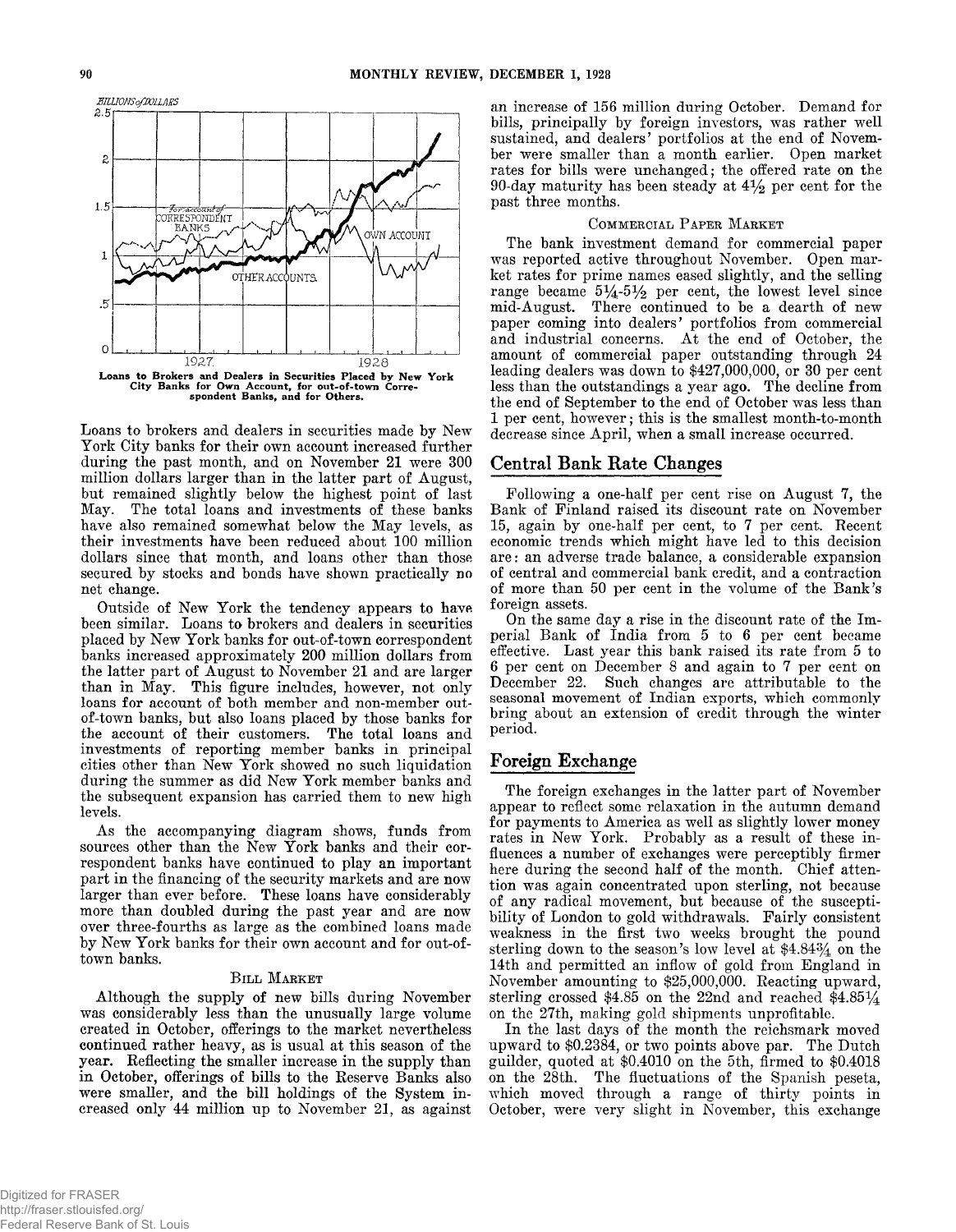Loans to Brokers and Dealers in Securities Placed by New York City Banks for Own Account, for out-of-town Correspondent Banks, and for Others.

Loans to brokers and dealers in securities made by New York City banks for their own account increased further during the past month, and on November 21 were 300 million dollars larger than in the latter part of August, but remained slightly below the highest point of last May. The total loans and investments of these banks have also remained somewhat below the May levels, as their investments have been reduced about 100 million dollars since that month, and loans other than those secured by stocks and bonds have shown practically no net change.

Outside of New York the tendency appears to have been similar. Loans to brokers and dealers in securities placed by New York banks for out-of-town correspondent banks increased approximately 200 million dollars from the latter part of August to November 21 and are larger than in May. This figure includes, however, not only loans for account of both member and non-member out-of-town banks, but also loans placed by those banks for the account of their customers. The total loans and investments of reporting member banks in principal cities other than New York showed no such liquidation during the summer as did New York member banks and the subsequent expansion has carried them to new high levels.

As the accompanying diagram shows, funds from sources other than the New York banks and their correspondent banks have continued to play an important part in the financing of the security markets and are now larger than ever before. These loans have considerably more than doubled during the past year and are now over three-fourths as large as the combined loans made by New York banks for their own account and for out-of-town banks.

### Bill Market

Although the supply of new bills during November was considerably less than the unusually large volume created in October, offerings to the market nevertheless continued rather heavy, as is usual at this season of the year. Reflecting the smaller increase in the supply than in October, offerings of bills to the Reserve Banks also were smaller, and the bill holdings of the System increased only 44 million up to November 21, as against an increase of 156 million during October. Demand for bills, principally by foreign investors, was rather well sustained, and dealers' portfolios at the end of November were smaller than a month earlier. Open market rates for bills were unchanged; the offered rate on the 90-day maturity has been steady at 4½ per cent for the past three months.

### Commercial Paper Market

The bank investment demand for commercial paper was reported active throughout November. Open market rates for prime names eased slightly, and the selling range became 5¼-5½ per cent, the lowest level since mid-August. There continued to be a dearth of new paper coming into dealers' portfolios from commercial and industrial concerns. At the end of October, the amount of commercial paper outstanding through 24 leading dealers was down to $427,000,000, or 30 per cent less than the outstandings a year ago. The decline from the end of September to the end of October was less than 1 per cent, however; this is the smallest month-to-month decrease since April, when a small increase occurred.

## Central Bank Rate Changes

Following a one-half per cent rise on August 7, the Bank of Finland raised its discount rate on November 15, again by one-half per cent, to 7 per cent. Recent economic trends which might have led to this decision are: an adverse trade balance, a considerable expansion of central and commercial bank credit, and a contraction of more than 50 per cent in the volume of the Bank's foreign assets.

On the same day a rise in the discount rate of the Imperial Bank of India from 5 to 6 per cent became effective. Last year this bank raised its rate from 5 to 6 per cent on December 8 and again to 7 per cent on December 22. Such changes are attributable to the seasonal movement of Indian exports, which commonly bring about an extension of credit through the winter period.

## Foreign Exchange

The foreign exchanges in the latter part of November appear to reflect some relaxation in the autumn demand for payments to America as well as slightly lower money rates in New York. Probably as a result of these influences a number of exchanges were perceptibly firmer here during the second half of the month. Chief attention was again concentrated upon sterling, not because of any radical movement, but because of the susceptibility of London to gold withdrawals. Fairly consistent weakness in the first two weeks brought the pound sterling down to the season's low level at $4.84¾ on the 14th and permitted an inflow of gold from England in November amounting to $25,000,000. Reacting upward, sterling crossed $4.85 on the 22nd and reached $4.85¼ on the 27th, making gold shipments unprofitable.

In the last days of the month the reichsmark moved upward to $0.2384, or two points above par. The Dutch guilder, quoted at $0.4010 on the 5th, firmed to $0.4018 on the 28th. The fluctuations of the Spanish peseta, which moved through a range of thirty points in October, were very slight in November, this exchange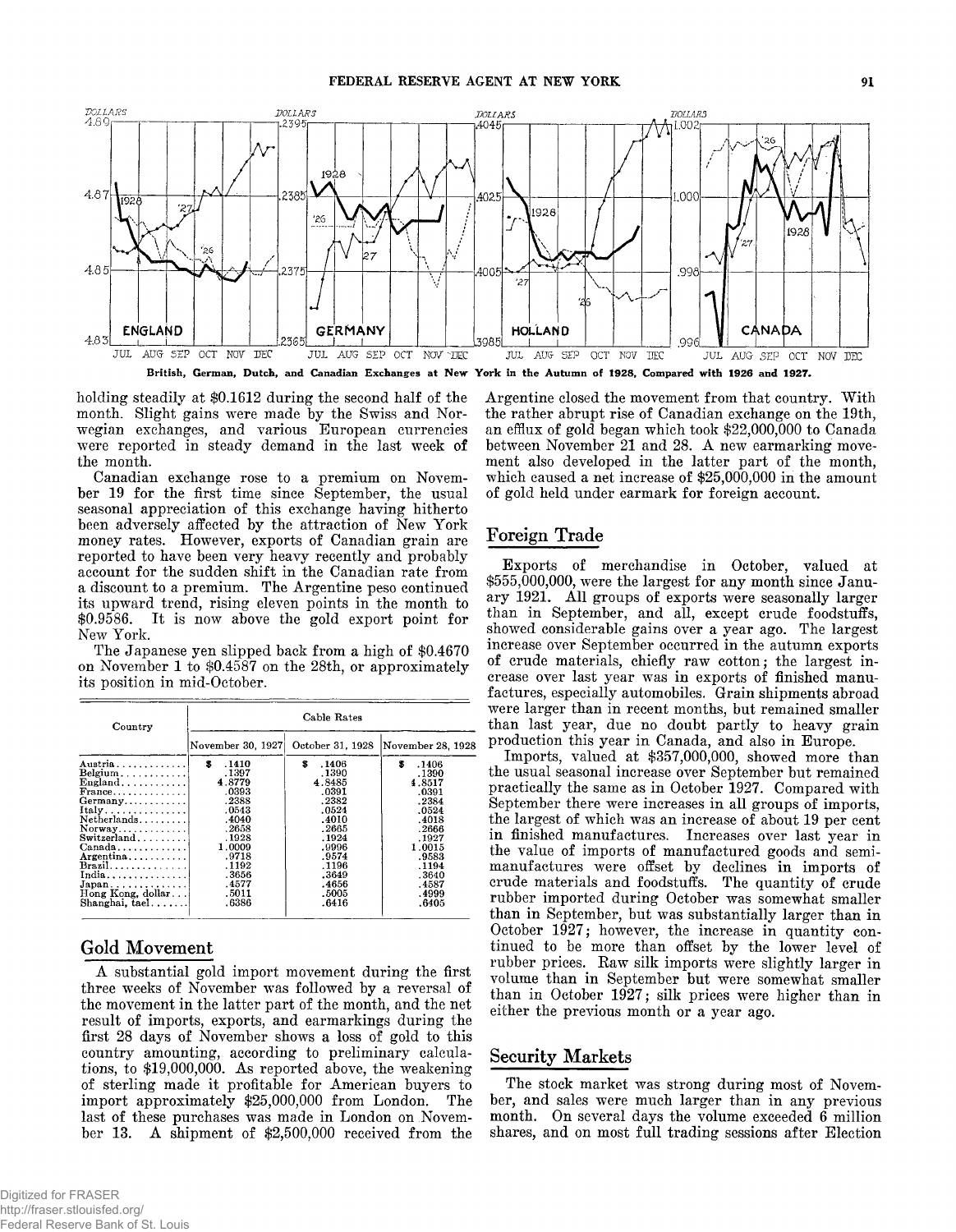British, German, Dutch, and Canadian Exchanges at New York in the Autumn of 1928, Compared with 1926 and 1927.

holding steadily at $0.1612 during the second half of the month. Slight gains were made by the Swiss and Norwegian exchanges, and various European currencies were reported in steady demand in the last week of the month.

Canadian exchange rose to a premium on November 19 for the first time since September, the usual seasonal appreciation of this exchange having hitherto been adversely affected by the attraction of New York money rates. However, exports of Canadian grain are reported to have been very heavy recently and probably account for the sudden shift in the Canadian rate from a discount to a premium. The Argentine peso continued its upward trend, rising eleven points in the month to $0.9586. It is now above the gold export point for New York.

The Japanese yen slipped back from a high of $0.4670 on November 1 to $0.4587 on the 28th, or approximately its position in mid-October.

| Country | Cable Rates | | |
|---|---|---|---|
| | November 30, 1927 | October 31, 1928 | November 28, 1928 |
| Austria | $ .1410 | $ .1406 | $ .1406 |
| Belgium | .1397 | .1390 | .1390 |
| England | 4.8779 | 4.8485 | 4.8517 |
| France | .0393 | .0391 | .0391 |
| Germany | .2388 | .2382 | .2384 |
| Italy | .0543 | .0524 | .0524 |
| Netherlands | .4040 | .4010 | .4018 |
| Norway | .2658 | .2665 | .2666 |
| Switzerland | .1928 | .1924 | .1927 |
| Canada | 1.0009 | .9996 | 1.0015 |
| Argentina | .9718 | .9574 | .9583 |
| Brazil | .1192 | .1196 | .1194 |
| India | .3656 | .3649 | .3640 |
| Japan | .4577 | .4656 | .4587 |
| Hong Kong, dollar | .5011 | .5005 | .4999 |
| Shanghai, tael | .6386 | .6416 | .6405 |

## Gold Movement

A substantial gold import movement during the first three weeks of November was followed by a reversal of the movement in the latter part of the month, and the net result of imports, exports, and earmarkings during the first 28 days of November shows a loss of gold to this country amounting, according to preliminary calculations, to $19,000,000. As reported above, the weakening of sterling made it profitable for American buyers to import approximately $25,000,000 from London. The last of these purchases was made in London on November 13. A shipment of $2,500,000 received from the Argentine closed the movement from that country. With the rather abrupt rise of Canadian exchange on the 19th, an efflux of gold began which took $22,000,000 to Canada between November 21 and 28. A new earmarking movement also developed in the latter part of the month, which caused a net increase of $25,000,000 in the amount of gold held under earmark for foreign account.

## Foreign Trade

Exports of merchandise in October, valued at $555,000,000, were the largest for any month since January 1921. All groups of exports were seasonally larger than in September, and all, except crude foodstuffs, showed considerable gains over a year ago. The largest increase over September occurred in the autumn exports of crude materials, chiefly raw cotton; the largest increase over last year was in exports of finished manufactures, especially automobiles. Grain shipments abroad were larger than in recent months, but remained smaller than last year, due no doubt partly to heavy grain production this year in Canada, and also in Europe.

Imports, valued at $357,000,000, showed more than the usual seasonal increase over September but remained practically the same as in October 1927. Compared with September there were increases in all groups of imports, the largest of which was an increase of about 19 per cent in finished manufactures. Increases over last year in the value of imports of manufactured goods and semi-manufactures were offset by declines in imports of crude materials and foodstuffs. The quantity of crude rubber imported during October was somewhat smaller than in September, but was substantially larger than in October 1927; however, the increase in quantity continued to be more than offset by the lower level of rubber prices. Raw silk imports were slightly larger in volume than in September but were somewhat smaller than in October 1927; silk prices were higher than in either the previous month or a year ago.

## Security Markets

The stock market was strong during most of November, and sales were much larger than in any previous month. On several days the volume exceeded 6 million shares, and on most full trading sessions after Election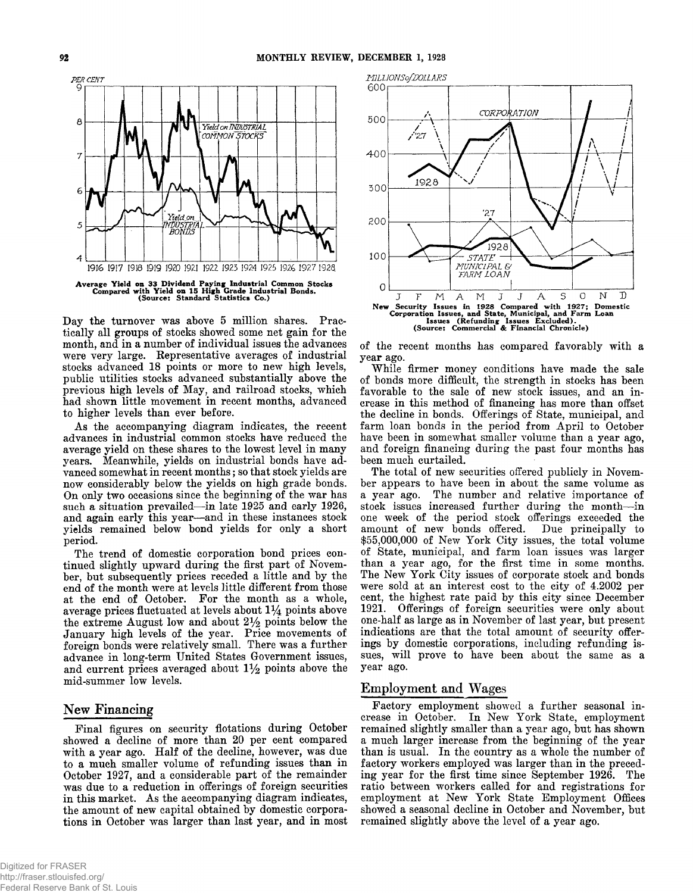Average Yield on 33 Dividend Paying Industrial Common Stocks Compared with Yield on 15 High Grade Industrial Bonds. (Source: Standard Statistics Co.)

New Security Issues in 1928 Compared with 1927; Domestic Corporation Issues, and State, Municipal, and Farm Loan Issues (Refunding Issues Excluded). (Source: Commercial & Financial Chronicle)

Day the turnover was above 5 million shares. Practically all groups of stocks showed some net gain for the month, and in a number of individual issues the advances were very large. Representative averages of industrial stocks advanced 18 points or more to new high levels, public utilities stocks advanced substantially above the previous high levels of May, and railroad stocks, which had shown little movement in recent months, advanced to higher levels than ever before.

As the accompanying diagram indicates, the recent advances in industrial common stocks have reduced the average yield on these shares to the lowest level in many years. Meanwhile, yields on industrial bonds have advanced somewhat in recent months; so that stock yields are now considerably below the yields on high grade bonds. On only two occasions since the beginning of the war has such a situation prevailed—in late 1925 and early 1926, and again early this year—and in these instances stock yields remained below bond yields for only a short period.

The trend of domestic corporation bond prices continued slightly upward during the first part of November, but subsequently prices receded a little and by the end of the month were at levels little different from those at the end of October. For the month as a whole, average prices fluctuated at levels about 1¼ points above the extreme August low and about 2½ points below the January high levels of the year. Price movements of foreign bonds were relatively small. There was a further advance in long-term United States Government issues, and current prices averaged about 1½ points above the mid-summer low levels.

## New Financing

Final figures on security flotations during October showed a decline of more than 20 per cent compared with a year ago. Half of the decline, however, was due to a much smaller volume of refunding issues than in October 1927, and a considerable part of the remainder was due to a reduction in offerings of foreign securities in this market. As the accompanying diagram indicates, the amount of new capital obtained by domestic corporations in October was larger than last year, and in most of the recent months has compared favorably with a year ago.

While firmer money conditions have made the sale of bonds more difficult, the strength in stocks has been favorable to the sale of new stock issues, and an increase in this method of financing has more than offset the decline in bonds. Offerings of State, municipal, and farm loan bonds in the period from April to October have been in somewhat smaller volume than a year ago, and foreign financing during the past four months has been much curtailed.

The total of new securities offered publicly in November appears to have been in about the same volume as a year ago. The number and relative importance of stock issues increased further during the month—in one week of the period stock offerings exceeded the amount of new bonds offered. Due principally to $55,000,000 of New York City issues, the total volume of State, municipal, and farm loan issues was larger than a year ago, for the first time in some months. The New York City issues of corporate stock and bonds were sold at an interest cost to the city of 4.2002 per cent, the highest rate paid by this city since December 1921. Offerings of foreign securities were only about one-half as large as in November of last year, but present indications are that the total amount of security offerings by domestic corporations, including refunding issues, will prove to have been about the same as a year ago.

## Employment and Wages

Factory employment showed a further seasonal increase in October. In New York State, employment remained slightly smaller than a year ago, but has shown a much larger increase from the beginning of the year than is usual. In the country as a whole the number of factory workers employed was larger than in the preceding year for the first time since September 1926. The ratio between workers called for and registrations for employment at New York State Employment Offices showed a seasonal decline in October and November, but remained slightly above the level of a year ago.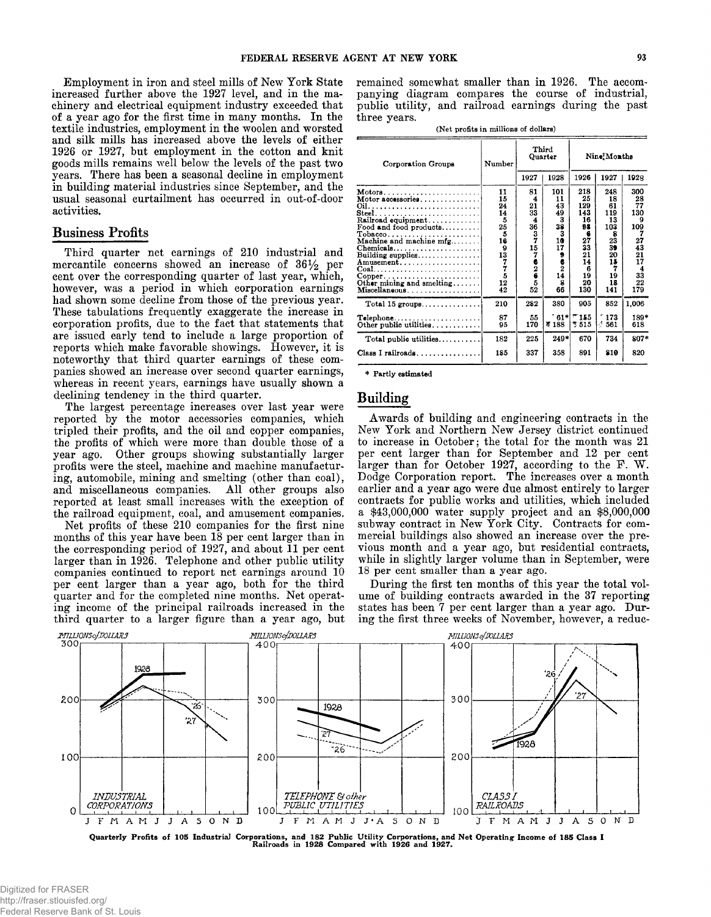Employment in iron and steel mills of New York State increased further above the 1927 level, and in the machinery and electrical equipment industry exceeded that of a year ago for the first time in many months. In the textile industries, employment in the woolen and worsted and silk mills has increased above the levels of either 1926 or 1927, but employment in the cotton and knit goods mills remains well below the levels of the past two years. There has been a seasonal decline in employment in building material industries since September, and the usual seasonal curtailment has occurred in out-of-door activities.

## Business Profits

Third quarter net earnings of 210 industrial and mercantile concerns showed an increase of 36½ per cent over the corresponding quarter of last year, which, however, was a period in which corporation earnings had shown some decline from those of the previous year. These tabulations frequently exaggerate the increase in corporation profits, due to the fact that statements that are issued early tend to include a large proportion of reports which make favorable showings. However, it is noteworthy that third quarter earnings of these companies showed an increase over second quarter earnings, whereas in recent years, earnings have usually shown a declining tendency in the third quarter.

The largest percentage increases over last year were reported by the motor accessories companies, which tripled their profits, and the oil and copper companies, the profits of which were more than double those of a year ago. Other groups showing substantially larger profits were the steel, machine and machine manufacturing, automobile, mining and smelting (other than coal), and miscellaneous companies. All other groups also reported at least small increases with the exception of the railroad equipment, coal, and amusement companies.

Net profits of these 210 companies for the first nine months of this year have been 18 per cent larger than in the corresponding period of 1927, and about 11 per cent larger than in 1926. Telephone and other public utility companies continued to report net earnings around 10 per cent larger than a year ago, both for the third quarter and for the completed nine months. Net operating income of the principal railroads increased in the third quarter to a larger figure than a year ago, but remained somewhat smaller than in 1926. The accompanying diagram compares the course of industrial, public utility, and railroad earnings during the past three years.

(Net profits in millions of dollars)

| Corporation Groups | Number | Third Quarter | | Nine Months | | |
|---|---|---|---|---|---|---|
| | | 1927 | 1928 | 1926 | 1927 | 1928 |
| Motors | 11 | 81 | 101 | 218 | 248 | 300 |
| Motor accessories | 15 | 4 | 11 | 25 | 18 | 28 |
| Oil | 24 | 21 | 43 | 129 | 61 | 77 |
| Steel | 14 | 33 | 49 | 143 | 119 | 130 |
| Railroad equipment | 5 | 4 | 3 | 16 | 13 | 9 |
| Food and food products | 25 | 36 | 38 | 93 | 103 | 109 |
| Tobacco | 5 | 3 | 3 | 6 | 8 | 7 |
| Machine and machine mfg. | 16 | 7 | 10 | 27 | 23 | 27 |
| Chemicals | 9 | 15 | 17 | 33 | 39 | 43 |
| Building supplies | 13 | 7 | 9 | 21 | 20 | 21 |
| Amusement | 7 | 6 | 6 | 14 | 15 | 17 |
| Coal | 7 | 2 | 2 | 6 | 7 | 4 |
| Copper | 5 | 6 | 14 | 19 | 19 | 33 |
| Other mining and smelting | 12 | 5 | 8 | 20 | 18 | 22 |
| Miscellaneous | 42 | 52 | 66 | 130 | 141 | 179 |
| Total 15 groups | 210 | 282 | 380 | 905 | 852 | 1,006 |
| Telephone | 87 | 55 | 61* | 155 | 173 | 189* |
| Other public utilities | 95 | 170 | 188 | 515 | 561 | 618 |
| Total public utilities | 182 | 225 | 249* | 670 | 734 | 807* |
| Class I railroads | 185 | 337 | 358 | 891 | 810 | 820 |

\* Partly estimated

## Building

Awards of building and engineering contracts in the New York and Northern New Jersey district continued to increase in October; the total for the month was 21 per cent larger than for September and 12 per cent larger than for October 1927, according to the F. W. Dodge Corporation report. The increases over a month earlier and a year ago were due almost entirely to larger contracts for public works and utilities, which included a $43,000,000 water supply project and an $8,000,000 subway contract in New York City. Contracts for commercial buildings also showed an increase over the previous month and a year ago, but residential contracts, while in slightly larger volume than in September, were 18 per cent smaller than a year ago.

During the first ten months of this year the total volume of building contracts awarded in the 37 reporting states has been 7 per cent larger than a year ago. During the first three weeks of November, however, a reduc-

Quarterly Profits of 105 Industrial Corporations, and 182 Public Utility Corporations, and Net Operating Income of 185 Class I Railroads in 1928 Compared with 1926 and 1927.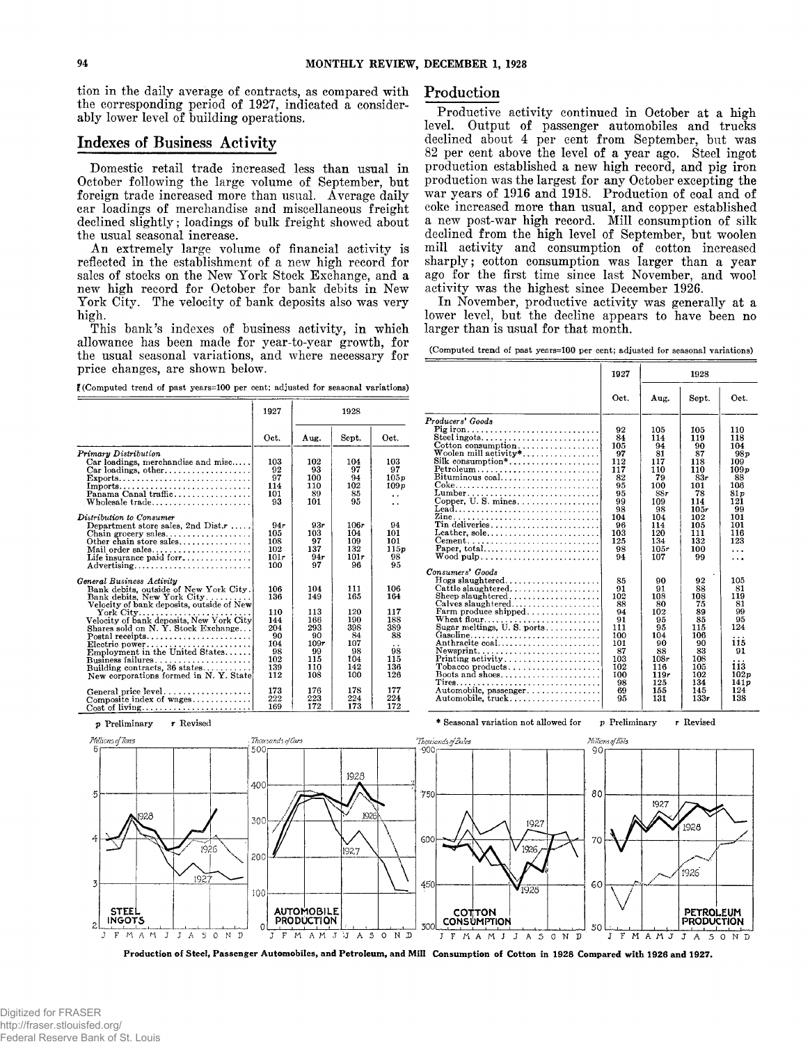tion in the daily average of contracts, as compared with the corresponding period of 1927, indicated a considerably lower level of building operations.

## Indexes of Business Activity

Domestic retail trade increased less than usual in October following the large volume of September, but foreign trade increased more than usual. Average daily car loadings of merchandise and miscellaneous freight declined slightly; loadings of bulk freight showed about the usual seasonal increase.

An extremely large volume of financial activity is reflected in the establishment of a new high record for sales of stocks on the New York Stock Exchange, and a new high record for October for bank debits in New York City. The velocity of bank deposits also was very high.

This bank's indexes of business activity, in which allowance has been made for year-to-year growth, for the usual seasonal variations, and where necessary for price changes, are shown below.

(Computed trend of past years=100 per cent; adjusted for seasonal variations)

| | 1927 | 1928 | | |
|---|---|---|---|---|
| | Oct. | Aug. | Sept. | Oct. |
| *Primary Distribution* | | | | |
| Car loadings, merchandise and misc. | 103 | 102 | 104 | 103 |
| Car loadings, other | 92 | 93 | 97 | 97 |
| Exports | 97 | 100 | 94 | 105p |
| Imports | 114 | 110 | 102 | 109p |
| Panama Canal traffic | 101 | 89 | 85 | .. |
| Wholesale trade | 93 | 101 | 95 | .. |
| *Distribution to Consumer* | | | | |
| Department store sales, 2nd Dist.r | 94r | 93r | 106r | 94 |
| Chain grocery sales | 105 | 103 | 104 | 101 |
| Other chain store sales | 108 | 97 | 109 | 101 |
| Mail order sales | 102 | 137 | 132 | 115p |
| Life insurance paid for | 101r | 94r | 101r | 98 |
| Advertising | 100 | 97 | 96 | 95 |
| *General Business Activity* | | | | |
| Bank debits, outside of New York City | 106 | 104 | 111 | 106 |
| Bank debits, New York City | 136 | 149 | 165 | 164 |
| Velocity of bank deposits, outside of New York City | 110 | 113 | 120 | 117 |
| Velocity of bank deposits, New York City | 144 | 166 | 190 | 188 |
| Shares sold on N. Y. Stock Exchange | 204 | 293 | 398 | 389 |
| Postal receipts | 90 | 90 | 84 | 88 |
| Electric power | 104 | 109r | 107 | .. |
| Employment in the United States | 98 | 99 | 98 | 98 |
| Business failures | 102 | 115 | 104 | 115 |
| Building contracts, 36 states | 139 | 110 | 142 | 136 |
| New corporations formed in N. Y. State | 112 | 108 | 100 | 126 |
| General price level | 173 | 176 | 178 | 177 |
| Composite index of wages | 222 | 223 | 224 | 224 |
| Cost of living | 169 | 172 | 173 | 172 |

p Preliminary r Revised

## Production

Productive activity continued in October at a high level. Output of passenger automobiles and trucks declined about 4 per cent from September, but was 82 per cent above the level of a year ago. Steel ingot production established a new high record, and pig iron production was the largest for any October excepting the war years of 1916 and 1918. Production of coal and of coke increased more than usual, and copper established a new post-war high record. Mill consumption of silk declined from the high level of September, but woolen mill activity and consumption of cotton increased sharply; cotton consumption was larger than a year ago for the first time since last November, and wool activity was the highest since December 1926.

In November, productive activity was generally at a lower level, but the decline appears to have been no larger than is usual for that month.

(Computed trend of past years=100 per cent; adjusted for seasonal variations)

| | 1927 | 1928 | | |
|---|---|---|---|---|
| | Oct. | Aug. | Sept. | Oct. |
| *Producers' Goods* | | | | |
| Pig iron | 92 | 105 | 105 | 110 |
| Steel ingots | 84 | 114 | 119 | 118 |
| Cotton consumption | 105 | 94 | 90 | 104 |
| Woolen mill activity* | 97 | 81 | 87 | 98p |
| Silk consumption* | 112 | 117 | 118 | 109 |
| Petroleum | 117 | 110 | 110 | 109p |
| Bituminous coal | 82 | 79 | 83r | 88 |
| Coke | 95 | 100 | 101 | 106 |
| Lumber | 95 | 88r | 78 | 81p |
| Copper, U. S. mines | 99 | 109 | 114 | 121 |
| Lead | 98 | 98 | 105r | 99 |
| Zinc | 104 | 104 | 102 | 101 |
| Tin deliveries | 96 | 114 | 105 | 101 |
| Leather, sole | 103 | 120 | 111 | 116 |
| Cement | 125 | 134 | 132 | 123 |
| Paper, total | 98 | 105r | 100 | ... |
| Wood pulp | 94 | 107 | 99 | ... |
| *Consumers' Goods* | | | | |
| Hogs slaughtered | 85 | 90 | 92 | 105 |
| Cattle slaughtered | 91 | 91 | 88 | 81 |
| Sheep slaughtered | 102 | 108 | 108 | 119 |
| Calves slaughtered | 88 | 80 | 75 | 81 |
| Farm produce shipped | 94 | 102 | 89 | 99 |
| Wheat flour | 91 | 95 | 85 | 95 |
| Sugar meltings, U. S. ports | 111 | 95 | 115 | 124 |
| Gasoline | 100 | 104 | 106 | ... |
| Anthracite coal | 101 | 90 | 90 | 115 |
| Newsprint | 87 | 88 | 83 | 91 |
| Printing activity | 103 | 108r | 108 | ... |
| Tobacco products | 102 | 116 | 105 | 113 |
| Boots and shoes | 100 | 119r | 102 | 102p |
| Tires | 98 | 125 | 134 | 141p |
| Automobile, passenger | 69 | 155 | 145 | 124 |
| Automobile, truck | 95 | 131 | 133r | 138 |

\* Seasonal variation not allowed for p Preliminary r Revised

**Production of Steel, Passenger Automobiles, and Petroleum, and Mill Consumption of Cotton in 1928 Compared with 1926 and 1927.**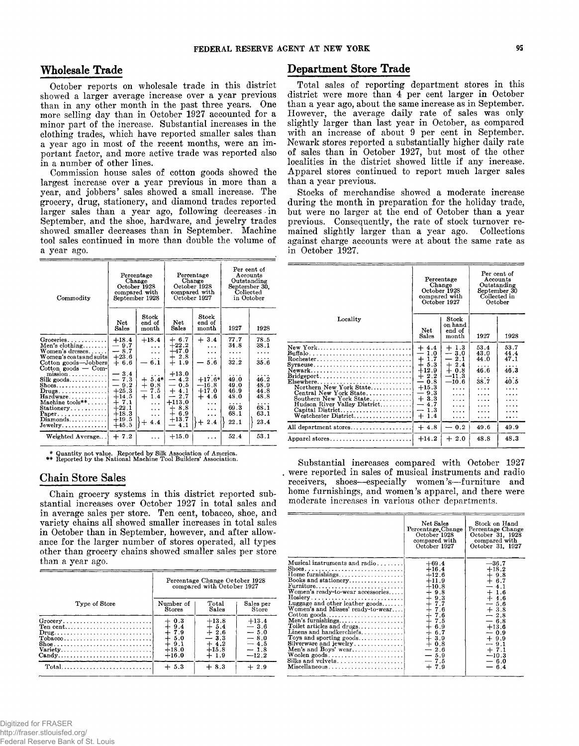## Wholesale Trade

October reports on wholesale trade in this district showed a larger average increase over a year previous than in any other month in the past three years. One more selling day than in October 1927 accounted for a minor part of the increase. Substantial increases in the clothing trades, which have reported smaller sales than a year ago in most of the recent months, were an important factor, and more active trade was reported also in a number of other lines.

Commission house sales of cotton goods showed the largest increase over a year previous in more than a year, and jobbers' sales showed a small increase. The grocery, drug, stationery, and diamond trades reported larger sales than a year ago, following decreases in September, and the shoe, hardware, and jewelry trades showed smaller decreases than in September. Machine tool sales continued in more than double the volume of a year ago.

| Commodity | Percentage Change October 1928 compared with September 1928 | | Percentage Change October 1928 compared with October 1927 | | Per cent of Accounts Outstanding September 30, Collected in October | |
|---|---|---|---|---|---|---|
| | Net Sales | Stock end of month | Net Sales | Stock end of month | 1927 | 1928 |
| Groceries | +18.4 | +18.4 | + 6.7 | + 3.4 | 77.7 | 78.5 |
| Men's clothing | − 9.7 | ... | +22.2 | ... | 34.8 | 38.1 |
| Women's dresses | − 8.7 | ... | +47.0 | ... | .... | .... |
| Women's coats and suits | +23.6 | ... | + 2.8 | ... | .... | .... |
| Cotton goods—Jobbers | + 6.6 | − 6.1 | + 1.9 | − 5.6 | 32.2 | 35.6 |
| Cotton goods — Commission | − 3.4 | ... | +13.0 | ... | .... | .... |
| Silk goods | − 7.3 | + 5.4* | − 4.2 | +17.6* | 49.0 | 46.2 |
| Shoes | − 9.2 | + 0.8 | − 0.5 | −16.8 | 49.0 | 48.9 |
| Drugs | +25.3 | − 7.5 | + 4.1 | +17.0 | 46.9 | 44.8 |
| Hardware | +14.5 | + 1.4 | − 2.7 | + 4.6 | 48.0 | 48.8 |
| Machine tools** | + 7.1 | ... | +113.0 | ... | .... | .... |
| Stationery | +22.1 | ... | + 8.8 | ... | 69.3 | 68.1 |
| Paper | +18.3 | ... | + 6.9 | ... | 68.1 | 63.1 |
| Diamonds | +19.5 | + 4.4 | +13.7 | + 2.4 | 22.1 | 23.4 |
| Jewelry | +45.5 | | − 4.1 | | | |
| Weighted Average | + 7.2 | ... | +15.0 | ... | 52.4 | 53.1 |

\* Quantity not value. Reported by Silk Association of America.
\*\* Reported by the National Machine Tool Builders' Association.

## Chain Store Sales

Chain grocery systems in this district reported substantial increases over October 1927 in total sales and in average sales per store. Ten cent, tobacco, shoe, and variety chains all showed smaller increases in total sales in October than in September, however, and after allowance for the larger number of stores operated, all types other than grocery chains showed smaller sales per store than a year ago.

| Type of Store | Percentage Change October 1928 compared with October 1927 | | |
|---|---|---|---|
| | Number of Stores | Total Sales | Sales per Store |
| Grocery | + 0.3 | +13.8 | +13.4 |
| Ten cent | + 9.4 | + 5.4 | − 3.6 |
| Drug | + 7.9 | + 2.6 | − 5.0 |
| Tobacco | + 5.0 | − 3.3 | − 8.0 |
| Shoe | + 9.1 | + 4.2 | − 4.5 |
| Variety | +18.0 | +15.8 | − 1.8 |
| Candy | +16.0 | + 1.9 | −12.2 |
| Total | + 5.3 | + 8.3 | + 2.9 |

## Department Store Trade

Total sales of reporting department stores in this district were more than 4 per cent larger in October than a year ago, about the same increase as in September. However, the average daily rate of sales was only slightly larger than last year in October, as compared with an increase of about 9 per cent in September. Newark stores reported a substantially higher daily rate of sales than in October 1927, but most of the other localities in the district showed little if any increase. Apparel stores continued to report much larger sales than a year previous.

Stocks of merchandise showed a moderate increase during the month in preparation for the holiday trade, but were no larger at the end of October than a year previous. Consequently, the rate of stock turnover remained slightly larger than a year ago. Collections against charge accounts were at about the same rate as in October 1927.

| Locality | Percentage Change October 1928 compared with October 1927 | | Per cent of Accounts Outstanding September 30 Collected in October | |
|---|---|---|---|---|
| | Net Sales | Stock on hand end of month | 1927 | 1928 |
| New York | + 4.4 | + 1.3 | 53.4 | 53.7 |
| Buffalo | − 1.0 | − 3.0 | 43.0 | 44.4 |
| Rochester | + 1.7 | − 2.1 | 44.0 | 47.1 |
| Syracuse | + 5.3 | + 2.4 | .... | .... |
| Newark | +12.9 | + 0.8 | 46.6 | 46.3 |
| Bridgeport | + 2.2 | −11.3 | .... | .... |
| Elsewhere | − 0.8 | −10.6 | 38.7 | 40.5 |
| Northern New York State | +15.3 | .... | .... | .... |
| Central New York State | − 9.3 | .... | .... | .... |
| Southern New York State | + 3.3 | .... | .... | .... |
| Hudson River Valley District | − 4.7 | .... | .... | .... |
| Capital District | − 1.3 | .... | .... | .... |
| Westchester District | + 1.4 | .... | .... | .... |
| All department stores | + 4.8 | − 0.2 | 49.6 | 49.9 |
| Apparel stores | +14.2 | + 2.0 | 48.8 | 48.3 |

Substantial increases compared with October 1927 were reported in sales of musical instruments and radio receivers, shoes—especially women's—furniture and home furnishings, and women's apparel, and there were moderate increases in various other departments.

| | Net Sales Percentage Change October 1928 compared with October 1927 | Stock on Hand Percentage Change October 31, 1928 compared with October 31, 1927 |
|---|---|---|
| Musical instruments and radio | +69.4 | −36.7 |
| Shoes | +16.4 | +18.2 |
| Home furnishings | +12.6 | + 9.8 |
| Books and stationery | +11.9 | + 6.7 |
| Furniture | +10.8 | − 4.1 |
| Women's ready-to-wear accessories | + 9.8 | + 1.6 |
| Hosiery | + 9.3 | + 4.6 |
| Luggage and other leather goods | + 7.7 | − 5.6 |
| Women's and Misses' ready-to-wear | + 7.6 | + 3.8 |
| Cotton goods | + 7.6 | − 2.8 |
| Men's furnishings | + 7.5 | − 6.8 |
| Toilet articles and drugs | + 6.9 | +13.6 |
| Linens and handkerchiefs | + 6.7 | − 0.9 |
| Toys and sporting goods | + 3.9 | − 5.0 |
| Silverware and jewelry | + 0.8 | + 9.9 |
| Men's and Boys' wear | − 2.6 | − 9.1 |
| Woolen goods | − 5.9 | + 7.1 |
| Silks and velvets | − 7.5 | −10.3 |
| Miscellaneous | + 7.9 | − 6.0 |
| | | − 6.4 |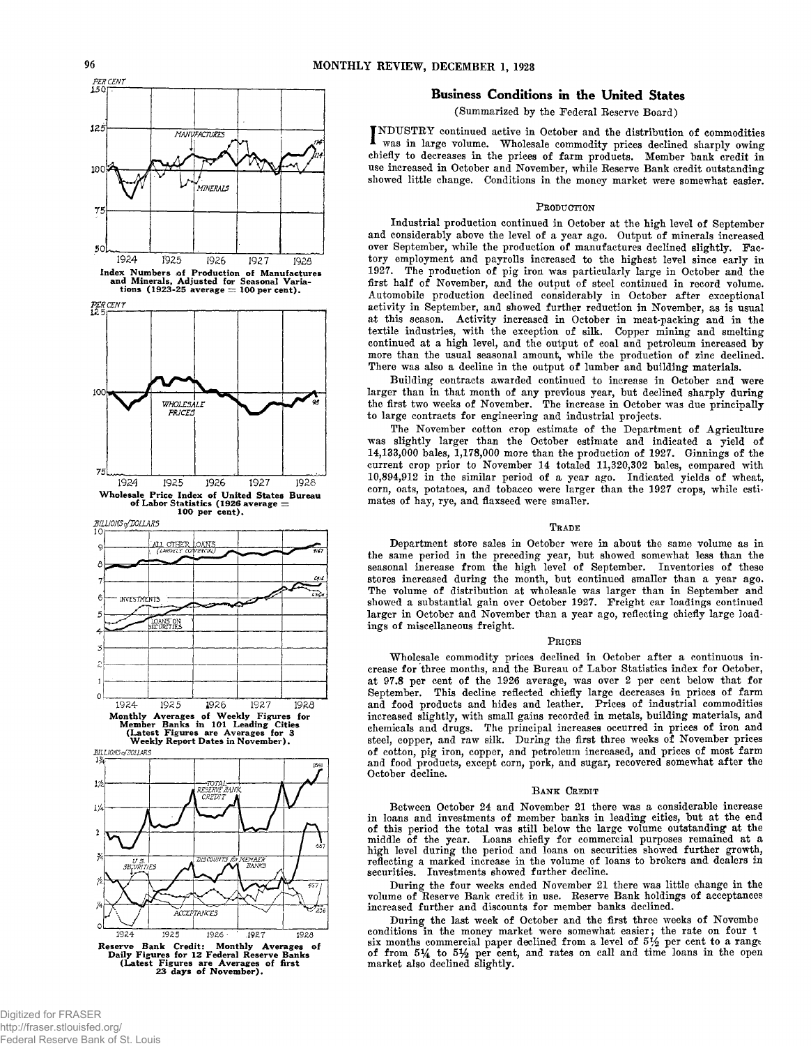PER CENT

150

125

MANUFACTURES

114

104

100

MINERALS

75

50

1924 1925 1926 1927 1928

Index Numbers of Production of Manufactures and Minerals, Adjusted for Seasonal Variations (1923-25 average = 100 per cent).

PER CENT

125

100

WHOLESALE PRICES

98

75

1924 1925 1926 1927 1928

Wholesale Price Index of United States Bureau of Labor Statistics (1926 average = 100 per cent).

BILLIONS of DOLLARS

10

9

ALL OTHER LOANS (LARGELY COMMERCIAL)

8

7

6

INVESTMENTS

5

LOANS ON SECURITIES

4

3

2

1

0

1924 1925 1926 1927 1928

Monthly Averages of Weekly Figures for Member Banks in 101 Leading Cities (Latest Figures are Averages for 3 Weekly Report Dates in November).

BILLIONS of DOLLARS

1¾

1½

TOTAL RESERVE BANK CREDIT

1¼

1

¾

U.S. SECURITIES

DISCOUNTS FOR MEMBER BANKS

½

¼

ACCEPTANCES

0

1924 1925 1926 1927 1928

Reserve Bank Credit: Monthly Averages of Daily Figures for 12 Federal Reserve Banks (Latest Figures are Averages of first 23 days of November).

## Business Conditions in the United States

(Summarized by the Federal Reserve Board)

INDUSTRY continued active in October and the distribution of commodities was in large volume. Wholesale commodity prices declined sharply owing chiefly to decreases in the prices of farm products. Member bank credit in use increased in October and November, while Reserve Bank credit outstanding showed little change. Conditions in the money market were somewhat easier.

### PRODUCTION

Industrial production continued in October at the high level of September and considerably above the level of a year ago. Output of minerals increased over September, while the production of manufactures declined slightly. Factory employment and payrolls increased to the highest level since early in 1927. The production of pig iron was particularly large in October and the first half of November, and the output of steel continued in record volume. Automobile production declined considerably in October after exceptional activity in September, and showed further reduction in November, as is usual at this season. Activity increased in October in meat-packing and in the textile industries, with the exception of silk. Copper mining and smelting continued at a high level, and the output of coal and petroleum increased by more than the usual seasonal amount, while the production of zinc declined. There was also a decline in the output of lumber and building materials.

Building contracts awarded continued to increase in October and were larger than in that month of any previous year, but declined sharply during the first two weeks of November. The increase in October was due principally to large contracts for engineering and industrial projects.

The November cotton crop estimate of the Department of Agriculture was slightly larger than the October estimate and indicated a yield of 14,133,000 bales, 1,178,000 more than the production of 1927. Ginnings of the current crop prior to November 14 totaled 11,320,302 bales, compared with 10,894,912 in the similar period of a year ago. Indicated yields of wheat, corn, oats, potatoes, and tobacco were larger than the 1927 crops, while estimates of hay, rye, and flaxseed were smaller.

### TRADE

Department store sales in October were in about the same volume as in the same period in the preceding year, but showed somewhat less than the seasonal increase from the high level of September. Inventories of these stores increased during the month, but continued smaller than a year ago. The volume of distribution at wholesale was larger than in September and showed a substantial gain over October 1927. Freight car loadings continued larger in October and November than a year ago, reflecting chiefly large loadings of miscellaneous freight.

### PRICES

Wholesale commodity prices declined in October after a continuous increase for three months, and the Bureau of Labor Statistics index for October, at 97.8 per cent of the 1926 average, was over 2 per cent below that for September. This decline reflected chiefly large decreases in prices of farm and food products and hides and leather. Prices of industrial commodities increased slightly, with small gains recorded in metals, building materials, and chemicals and drugs. The principal increases occurred in prices of iron and steel, copper, and raw silk. During the first three weeks of November prices of cotton, pig iron, copper, and petroleum increased, and prices of most farm and food products, except corn, pork, and sugar, recovered somewhat after the October decline.

### BANK CREDIT

Between October 24 and November 21 there was a considerable increase in loans and investments of member banks in leading cities, but at the end of this period the total was still below the large volume outstanding at the middle of the year. Loans chiefly for commercial purposes remained at a high level during the period and loans on securities showed further growth, reflecting a marked increase in the volume of loans to brokers and dealers in securities. Investments showed further decline.

During the four weeks ended November 21 there was little change in the volume of Reserve Bank credit in use. Reserve Bank holdings of acceptances increased further and discounts for member banks declined.

During the last week of October and the first three weeks of Novembe conditions in the money market were somewhat easier; the rate on four t six months commercial paper declined from a level of 5½ per cent to a range of from 5¼ to 5½ per cent, and rates on call and time loans in the open market also declined slightly.